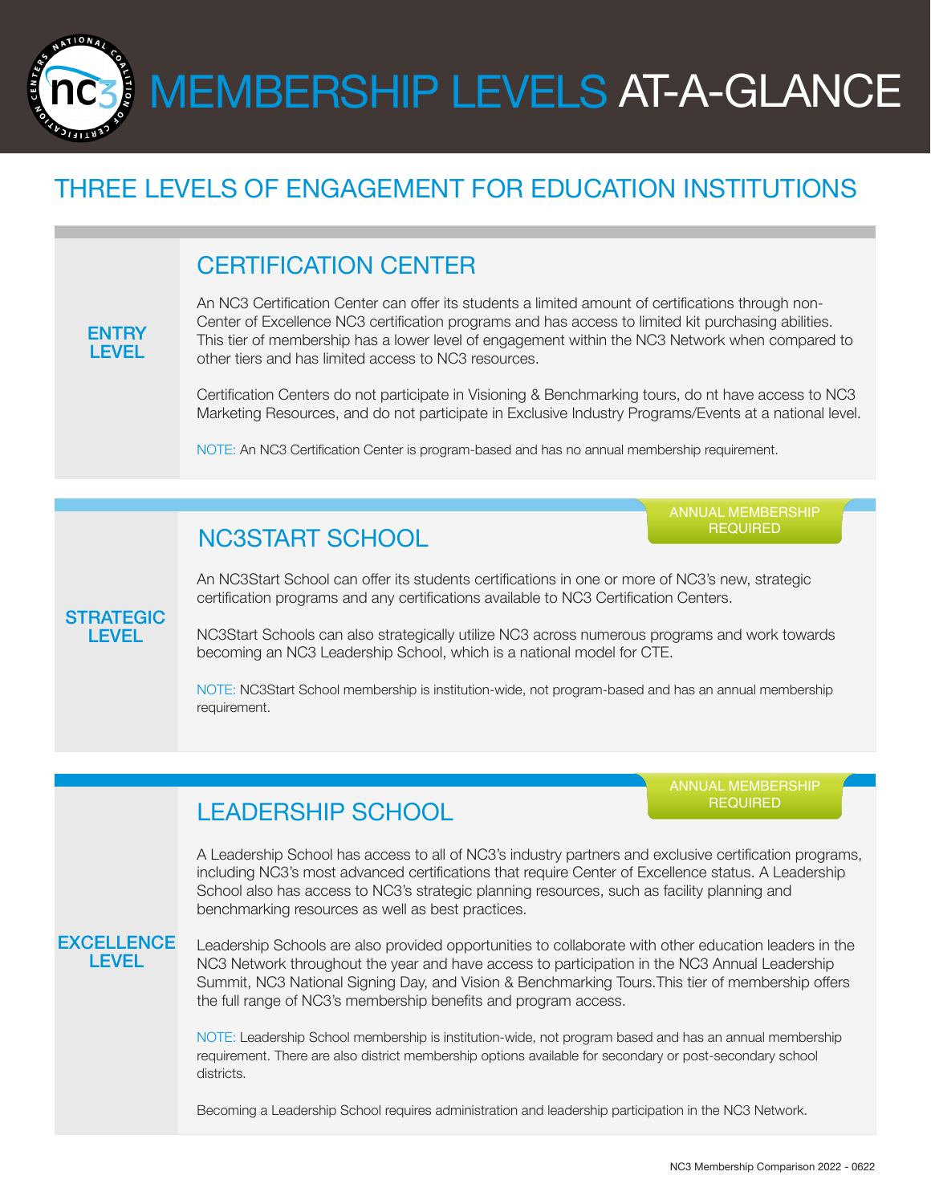# MEMBERSHIP LEVELS AT-A-GLANCE

## THREE LEVELS OF ENGAGEMENT FOR EDUCATION INSTITUTIONS

**ENTRY LEVEL**

### CERTIFICATION CENTER

An NC3 Certification Center can offer its students a limited amount of certifications through non-Center of Excellence NC3 certification programs and has access to limited kit purchasing abilities. This tier of membership has a lower level of engagement within the NC3 Network when compared to other tiers and has limited access to NC3 resources.

Certification Centers do not participate in Visioning & Benchmarking tours, do nt have access to NC3 Marketing Resources, and do not participate in Exclusive Industry Programs/Events at a national level.

NOTE: An NC3 Certification Center is program-based and has no annual membership requirement.

**STRATEGIC LEVEL**

### NC3START SCHOOL

ANNUAL MEMBERSHIP REQUIRED

An NC3Start School can offer its students certifications in one or more of NC3's new, strategic certification programs and any certifications available to NC3 Certification Centers.

NC3Start Schools can also strategically utilize NC3 across numerous programs and work towards becoming an NC3 Leadership School, which is a national model for CTE.

NOTE: NC3Start School membership is institution-wide, not program-based and has an annual membership requirement.

**EXCELLENCE LEVEL**

### LEADERSHIP SCHOOL

ANNUAL MEMBERSHIP REQUIRED

A Leadership School has access to all of NC3's industry partners and exclusive certification programs, including NC3's most advanced certifications that require Center of Excellence status. A Leadership School also has access to NC3's strategic planning resources, such as facility planning and benchmarking resources as well as best practices.

Leadership Schools are also provided opportunities to collaborate with other education leaders in the NC3 Network throughout the year and have access to participation in the NC3 Annual Leadership Summit, NC3 National Signing Day, and Vision & Benchmarking Tours.This tier of membership offers the full range of NC3's membership benefits and program access.

NOTE: Leadership School membership is institution-wide, not program based and has an annual membership requirement. There are also district membership options available for secondary or post-secondary school districts.

Becoming a Leadership School requires administration and leadership participation in the NC3 Network.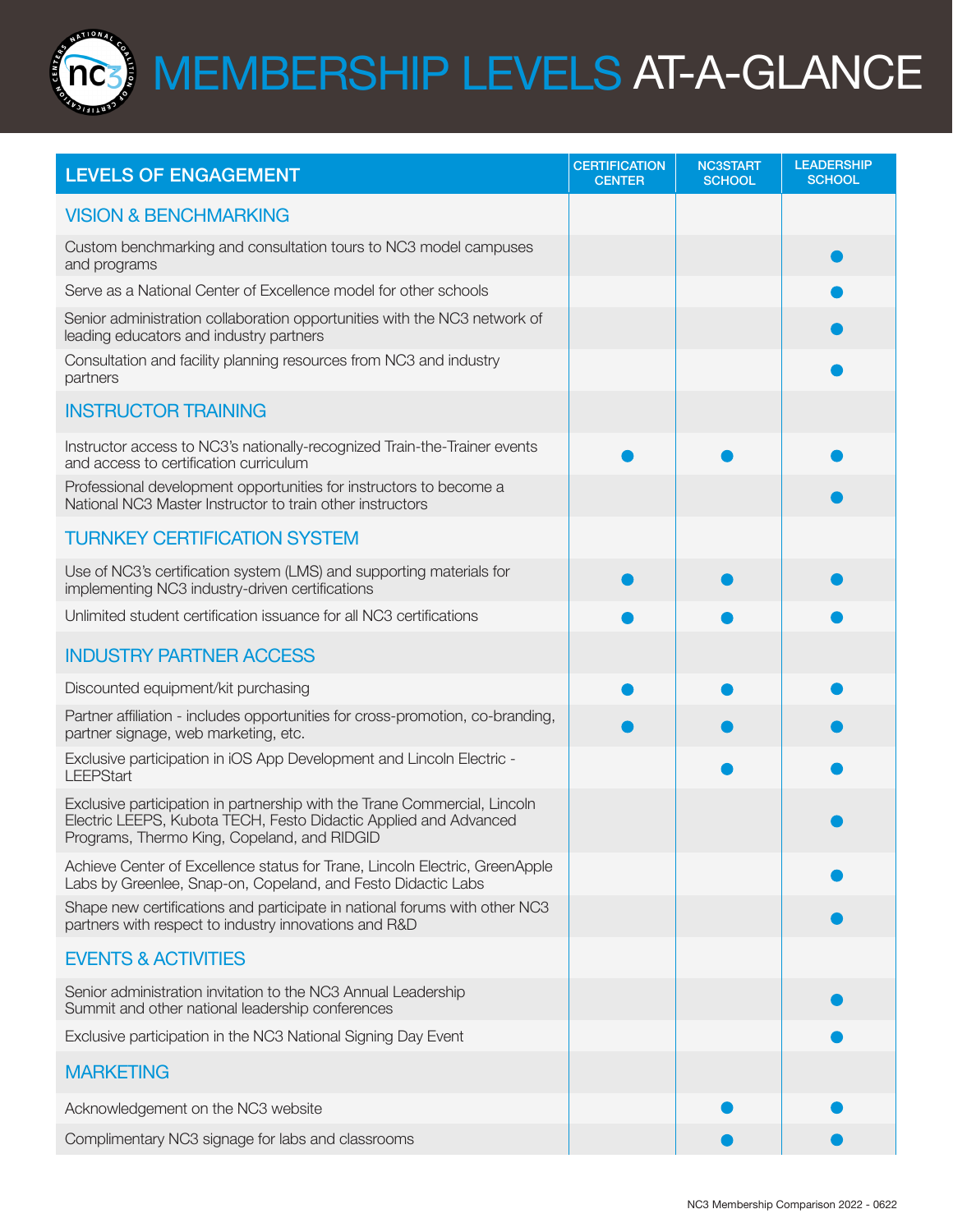# MEMBERSHIP LEVELS AT-A-GLANCE

| LEVELS OF ENGAGEMENT | CERTIFICATION CENTER | NC3START SCHOOL | LEADERSHIP SCHOOL |
|---|---|---|---|
| **VISION & BENCHMARKING** | | | |
| Custom benchmarking and consultation tours to NC3 model campuses and programs | | | ● |
| Serve as a National Center of Excellence model for other schools | | | ● |
| Senior administration collaboration opportunities with the NC3 network of leading educators and industry partners | | | ● |
| Consultation and facility planning resources from NC3 and industry partners | | | ● |
| **INSTRUCTOR TRAINING** | | | |
| Instructor access to NC3's nationally-recognized Train-the-Trainer events and access to certification curriculum | ● | ● | ● |
| Professional development opportunities for instructors to become a National NC3 Master Instructor to train other instructors | | | ● |
| **TURNKEY CERTIFICATION SYSTEM** | | | |
| Use of NC3's certification system (LMS) and supporting materials for implementing NC3 industry-driven certifications | ● | ● | ● |
| Unlimited student certification issuance for all NC3 certifications | ● | ● | ● |
| **INDUSTRY PARTNER ACCESS** | | | |
| Discounted equipment/kit purchasing | ● | ● | ● |
| Partner affiliation - includes opportunities for cross-promotion, co-branding, partner signage, web marketing, etc. | ● | ● | ● |
| Exclusive participation in iOS App Development and Lincoln Electric - LEEPStart | | ● | ● |
| Exclusive participation in partnership with the Trane Commercial, Lincoln Electric LEEPS, Kubota TECH, Festo Didactic Applied and Advanced Programs, Thermo King, Copeland, and RIDGID | | | ● |
| Achieve Center of Excellence status for Trane, Lincoln Electric, GreenApple Labs by Greenlee, Snap-on, Copeland, and Festo Didactic Labs | | | ● |
| Shape new certifications and participate in national forums with other NC3 partners with respect to industry innovations and R&D | | | ● |
| **EVENTS & ACTIVITIES** | | | |
| Senior administration invitation to the NC3 Annual Leadership Summit and other national leadership conferences | | | ● |
| Exclusive participation in the NC3 National Signing Day Event | | | ● |
| **MARKETING** | | | |
| Acknowledgement on the NC3 website | | ● | ● |
| Complimentary NC3 signage for labs and classrooms | | ● | ● |

NC3 Membership Comparison 2022 - 0622